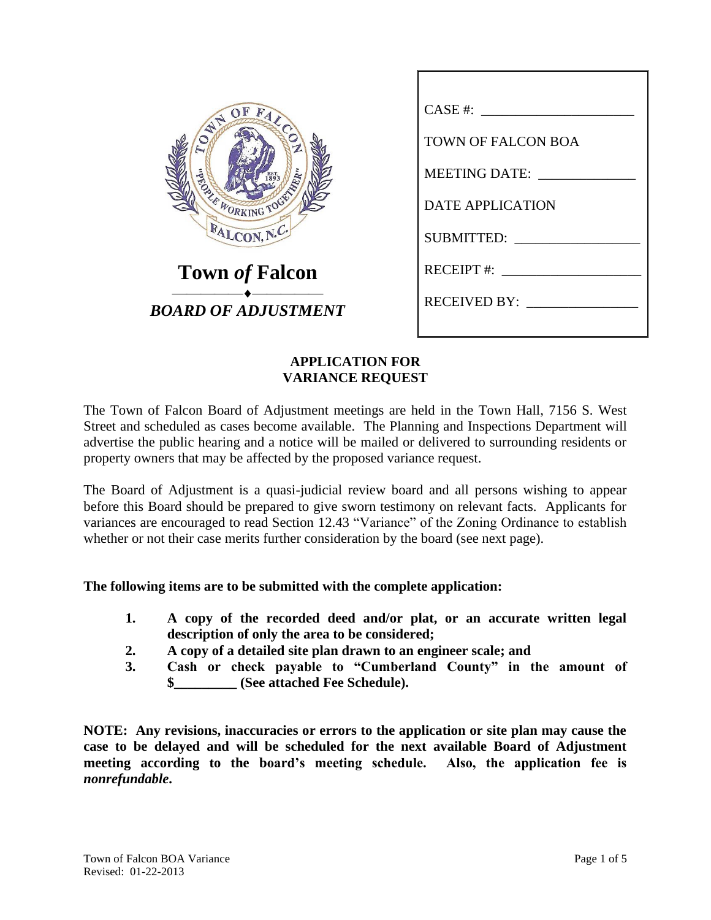**Town *of* Falcon**

***BOARD OF ADJUSTMENT***

CASE #: ____________________

TOWN OF FALCON BOA

MEETING DATE: ____________

DATE APPLICATION

SUBMITTED: ________________

RECEIPT #: __________________

RECEIVED BY: ______________

## APPLICATION FOR VARIANCE REQUEST

The Town of Falcon Board of Adjustment meetings are held in the Town Hall, 7156 S. West Street and scheduled as cases become available. The Planning and Inspections Department will advertise the public hearing and a notice will be mailed or delivered to surrounding residents or property owners that may be affected by the proposed variance request.

The Board of Adjustment is a quasi-judicial review board and all persons wishing to appear before this Board should be prepared to give sworn testimony on relevant facts. Applicants for variances are encouraged to read Section 12.43 "Variance" of the Zoning Ordinance to establish whether or not their case merits further consideration by the board (see next page).

**The following items are to be submitted with the complete application:**

1. **A copy of the recorded deed and/or plat, or an accurate written legal description of only the area to be considered;**
2. **A copy of a detailed site plan drawn to an engineer scale; and**
3. **Cash or check payable to "Cumberland County" in the amount of $_________ (See attached Fee Schedule).**

**NOTE: Any revisions, inaccuracies or errors to the application or site plan may cause the case to be delayed and will be scheduled for the next available Board of Adjustment meeting according to the board's meeting schedule. Also, the application fee is *nonrefundable*.**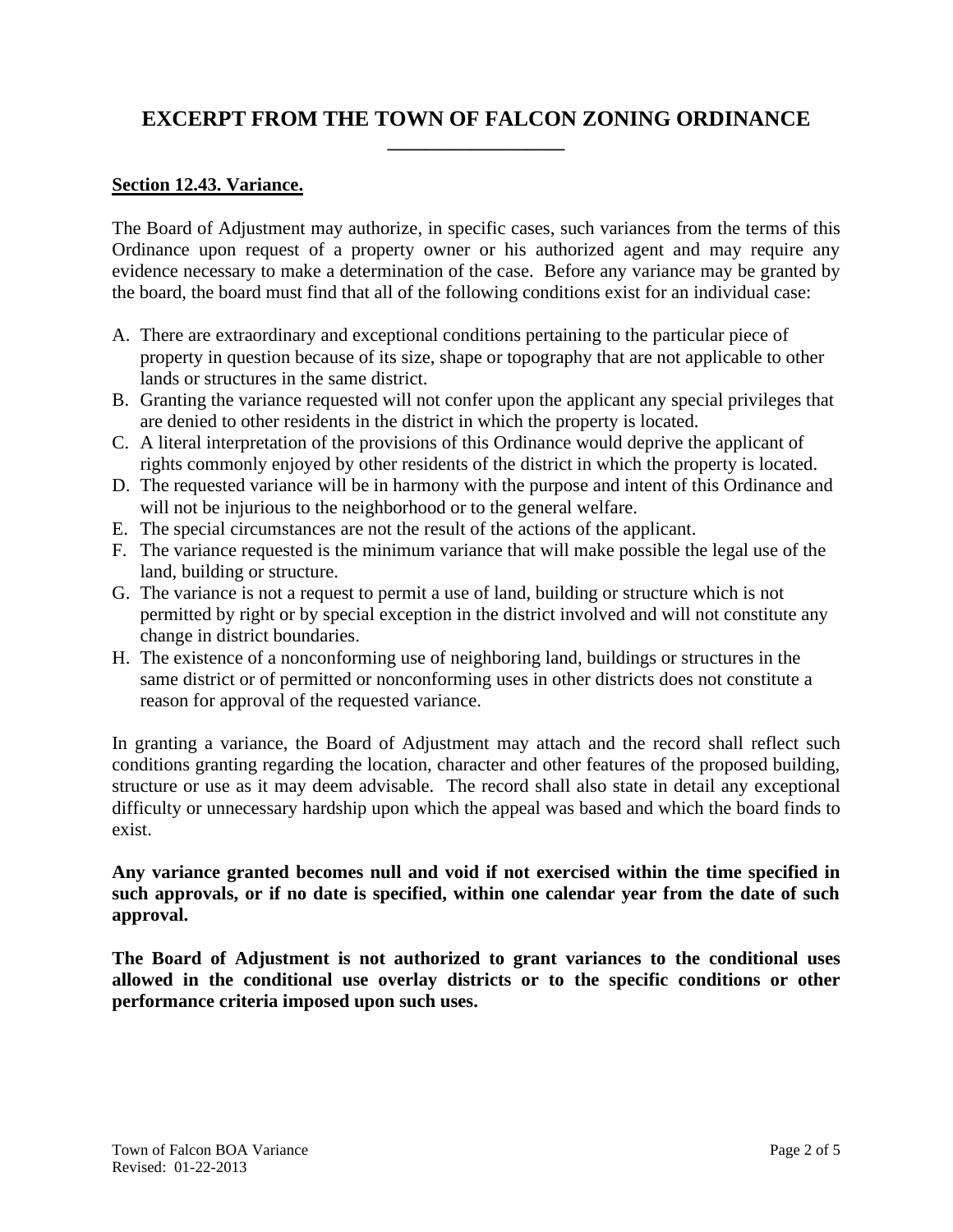# EXCERPT FROM THE TOWN OF FALCON ZONING ORDINANCE

**Section 12.43. Variance.**

The Board of Adjustment may authorize, in specific cases, such variances from the terms of this Ordinance upon request of a property owner or his authorized agent and may require any evidence necessary to make a determination of the case. Before any variance may be granted by the board, the board must find that all of the following conditions exist for an individual case:

A. There are extraordinary and exceptional conditions pertaining to the particular piece of property in question because of its size, shape or topography that are not applicable to other lands or structures in the same district.
B. Granting the variance requested will not confer upon the applicant any special privileges that are denied to other residents in the district in which the property is located.
C. A literal interpretation of the provisions of this Ordinance would deprive the applicant of rights commonly enjoyed by other residents of the district in which the property is located.
D. The requested variance will be in harmony with the purpose and intent of this Ordinance and will not be injurious to the neighborhood or to the general welfare.
E. The special circumstances are not the result of the actions of the applicant.
F. The variance requested is the minimum variance that will make possible the legal use of the land, building or structure.
G. The variance is not a request to permit a use of land, building or structure which is not permitted by right or by special exception in the district involved and will not constitute any change in district boundaries.
H. The existence of a nonconforming use of neighboring land, buildings or structures in the same district or of permitted or nonconforming uses in other districts does not constitute a reason for approval of the requested variance.

In granting a variance, the Board of Adjustment may attach and the record shall reflect such conditions granting regarding the location, character and other features of the proposed building, structure or use as it may deem advisable. The record shall also state in detail any exceptional difficulty or unnecessary hardship upon which the appeal was based and which the board finds to exist.

**Any variance granted becomes null and void if not exercised within the time specified in such approvals, or if no date is specified, within one calendar year from the date of such approval.**

**The Board of Adjustment is not authorized to grant variances to the conditional uses allowed in the conditional use overlay districts or to the specific conditions or other performance criteria imposed upon such uses.**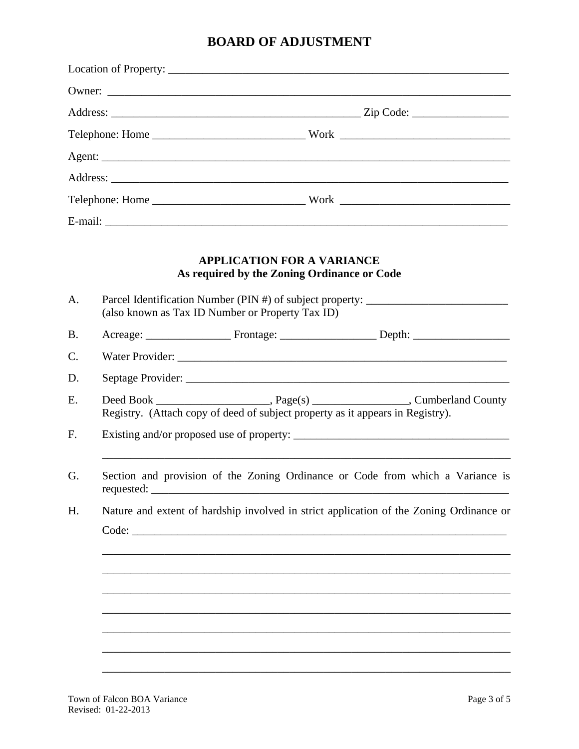# BOARD OF ADJUSTMENT

Location of Property: ______________________________________________________________

Owner: ______________________________________________________________________

Address: ____________________________________________ Zip Code: ________________

Telephone: Home __________________________ Work _____________________________

Agent: _______________________________________________________________________

Address: _____________________________________________________________________

Telephone: Home __________________________ Work _____________________________

E-mail: _______________________________________________________________________

## APPLICATION FOR A VARIANCE
### As required by the Zoning Ordinance or Code

A. Parcel Identification Number (PIN #) of subject property: _________________________
(also known as Tax ID Number or Property Tax ID)

B. Acreage: _______________ Frontage: ________________ Depth: ________________

C. Water Provider: ___________________________________________________________

D. Septage Provider: _________________________________________________________

E. Deed Book ___________________, Page(s) ________________, Cumberland County Registry. (Attach copy of deed of subject property as it appears in Registry).

F. Existing and/or proposed use of property: ______________________________________

_________________________________________________________________________

G. Section and provision of the Zoning Ordinance or Code from which a Variance is requested: _________________________________________________________________

H. Nature and extent of hardship involved in strict application of the Zoning Ordinance or Code: ________________________________________________________________

_________________________________________________________________________

_________________________________________________________________________

_________________________________________________________________________

_________________________________________________________________________

_________________________________________________________________________

_________________________________________________________________________

_________________________________________________________________________

Town of Falcon BOA Variance
Revised: 01-22-2013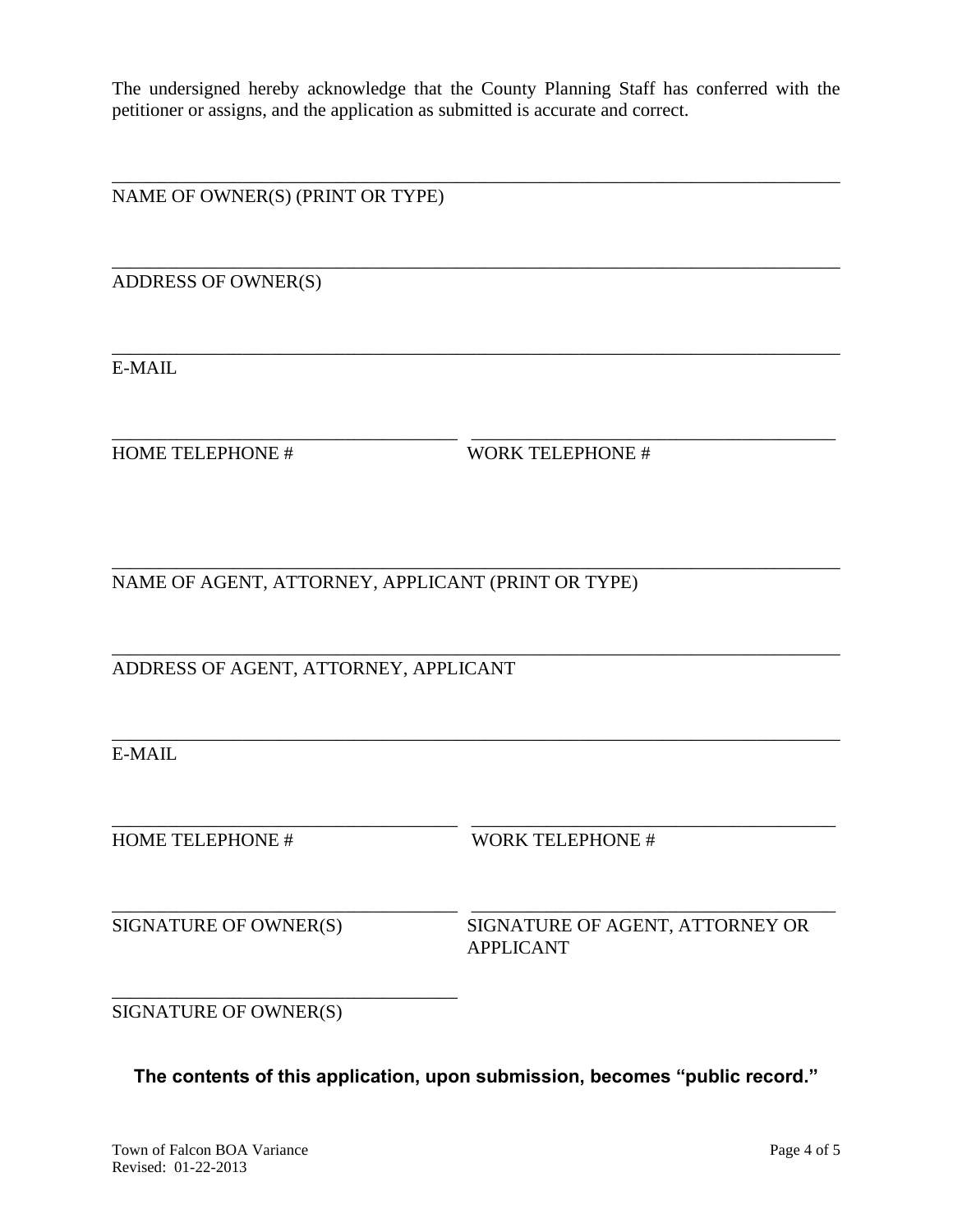The undersigned hereby acknowledge that the County Planning Staff has conferred with the petitioner or assigns, and the application as submitted is accurate and correct.

\_\_\_\_\_\_\_\_\_\_\_\_\_\_\_\_\_\_\_\_\_\_\_\_\_\_\_\_\_\_\_\_\_\_\_\_\_\_\_\_\_\_\_\_\_\_\_\_\_\_\_\_\_\_\_\_\_\_\_\_\_\_\_\_\_\_\_\_\_\_\_\_

NAME OF OWNER(S) (PRINT OR TYPE)

\_\_\_\_\_\_\_\_\_\_\_\_\_\_\_\_\_\_\_\_\_\_\_\_\_\_\_\_\_\_\_\_\_\_\_\_\_\_\_\_\_\_\_\_\_\_\_\_\_\_\_\_\_\_\_\_\_\_\_\_\_\_\_\_\_\_\_\_\_\_\_\_

ADDRESS OF OWNER(S)

\_\_\_\_\_\_\_\_\_\_\_\_\_\_\_\_\_\_\_\_\_\_\_\_\_\_\_\_\_\_\_\_\_\_\_\_\_\_\_\_\_\_\_\_\_\_\_\_\_\_\_\_\_\_\_\_\_\_\_\_\_\_\_\_\_\_\_\_\_\_\_\_

E-MAIL

\_\_\_\_\_\_\_\_\_\_\_\_\_\_\_\_\_\_\_\_\_\_\_\_\_\_\_\_\_\_\_\_\_\_\_\_ \_\_\_\_\_\_\_\_\_\_\_\_\_\_\_\_\_\_\_\_\_\_\_\_\_\_\_\_\_\_\_\_\_\_\_\_

HOME TELEPHONE # WORK TELEPHONE #

\_\_\_\_\_\_\_\_\_\_\_\_\_\_\_\_\_\_\_\_\_\_\_\_\_\_\_\_\_\_\_\_\_\_\_\_\_\_\_\_\_\_\_\_\_\_\_\_\_\_\_\_\_\_\_\_\_\_\_\_\_\_\_\_\_\_\_\_\_\_\_\_

NAME OF AGENT, ATTORNEY, APPLICANT (PRINT OR TYPE)

\_\_\_\_\_\_\_\_\_\_\_\_\_\_\_\_\_\_\_\_\_\_\_\_\_\_\_\_\_\_\_\_\_\_\_\_\_\_\_\_\_\_\_\_\_\_\_\_\_\_\_\_\_\_\_\_\_\_\_\_\_\_\_\_\_\_\_\_\_\_\_\_

ADDRESS OF AGENT, ATTORNEY, APPLICANT

\_\_\_\_\_\_\_\_\_\_\_\_\_\_\_\_\_\_\_\_\_\_\_\_\_\_\_\_\_\_\_\_\_\_\_\_\_\_\_\_\_\_\_\_\_\_\_\_\_\_\_\_\_\_\_\_\_\_\_\_\_\_\_\_\_\_\_\_\_\_\_\_

E-MAIL

\_\_\_\_\_\_\_\_\_\_\_\_\_\_\_\_\_\_\_\_\_\_\_\_\_\_\_\_\_\_\_\_\_\_\_\_ \_\_\_\_\_\_\_\_\_\_\_\_\_\_\_\_\_\_\_\_\_\_\_\_\_\_\_\_\_\_\_\_\_\_\_\_

HOME TELEPHONE # WORK TELEPHONE #

\_\_\_\_\_\_\_\_\_\_\_\_\_\_\_\_\_\_\_\_\_\_\_\_\_\_\_\_\_\_\_\_\_\_\_\_ \_\_\_\_\_\_\_\_\_\_\_\_\_\_\_\_\_\_\_\_\_\_\_\_\_\_\_\_\_\_\_\_\_\_\_\_

SIGNATURE OF OWNER(S) SIGNATURE OF AGENT, ATTORNEY OR APPLICANT

\_\_\_\_\_\_\_\_\_\_\_\_\_\_\_\_\_\_\_\_\_\_\_\_\_\_\_\_\_\_\_\_\_\_\_\_

SIGNATURE OF OWNER(S)

**The contents of this application, upon submission, becomes "public record."**

Town of Falcon BOA Variance
Revised: 01-22-2013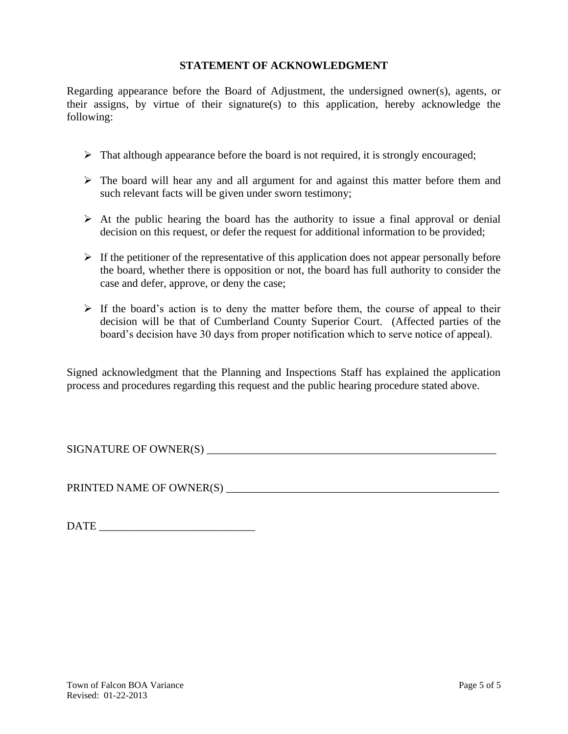## STATEMENT OF ACKNOWLEDGMENT

Regarding appearance before the Board of Adjustment, the undersigned owner(s), agents, or their assigns, by virtue of their signature(s) to this application, hereby acknowledge the following:

- That although appearance before the board is not required, it is strongly encouraged;
- The board will hear any and all argument for and against this matter before them and such relevant facts will be given under sworn testimony;
- At the public hearing the board has the authority to issue a final approval or denial decision on this request, or defer the request for additional information to be provided;
- If the petitioner of the representative of this application does not appear personally before the board, whether there is opposition or not, the board has full authority to consider the case and defer, approve, or deny the case;
- If the board's action is to deny the matter before them, the course of appeal to their decision will be that of Cumberland County Superior Court. (Affected parties of the board's decision have 30 days from proper notification which to serve notice of appeal).

Signed acknowledgment that the Planning and Inspections Staff has explained the application process and procedures regarding this request and the public hearing procedure stated above.

SIGNATURE OF OWNER(S) ______________________________________________________

PRINTED NAME OF OWNER(S) __________________________________________________

DATE ___________________________

Town of Falcon BOA Variance
Revised: 01-22-2013